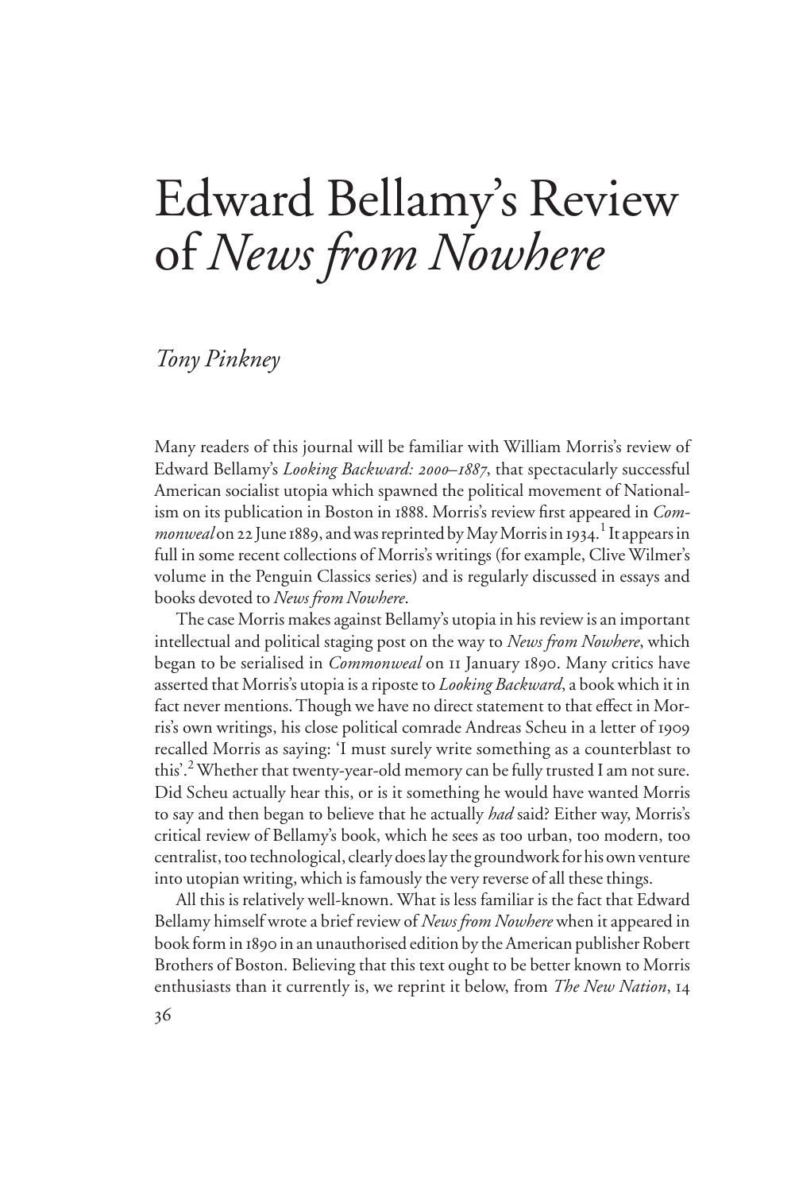# Edward Bellamy's Review of *News from Nowhere*

*Tony Pinkney*

Many readers of this journal will be familiar with William Morris's review of Edward Bellamy's *Looking Backward: 2000–1887*, that spectacularly successful American socialist utopia which spawned the political movement of Nationalism on its publication in Boston in 1888. Morris's review first appeared in *Commonweal* on 22 June 1889, and was reprinted by May Morris in 1934.[1] It appears in full in some recent collections of Morris's writings (for example, Clive Wilmer's volume in the Penguin Classics series) and is regularly discussed in essays and books devoted to *News from Nowhere*.

The case Morris makes against Bellamy's utopia in his review is an important intellectual and political staging post on the way to *News from Nowhere*, which began to be serialised in *Commonweal* on 11 January 1890. Many critics have asserted that Morris's utopia is a riposte to *Looking Backward*, a book which it in fact never mentions. Though we have no direct statement to that effect in Morris's own writings, his close political comrade Andreas Scheu in a letter of 1909 recalled Morris as saying: 'I must surely write something as a counterblast to this'.[2] Whether that twenty-year-old memory can be fully trusted I am not sure. Did Scheu actually hear this, or is it something he would have wanted Morris to say and then began to believe that he actually *had* said? Either way, Morris's critical review of Bellamy's book, which he sees as too urban, too modern, too centralist, too technological, clearly does lay the groundwork for his own venture into utopian writing, which is famously the very reverse of all these things.

All this is relatively well-known. What is less familiar is the fact that Edward Bellamy himself wrote a brief review of *News from Nowhere* when it appeared in book form in 1890 in an unauthorised edition by the American publisher Robert Brothers of Boston. Believing that this text ought to be better known to Morris enthusiasts than it currently is, we reprint it below, from *The New Nation*, 14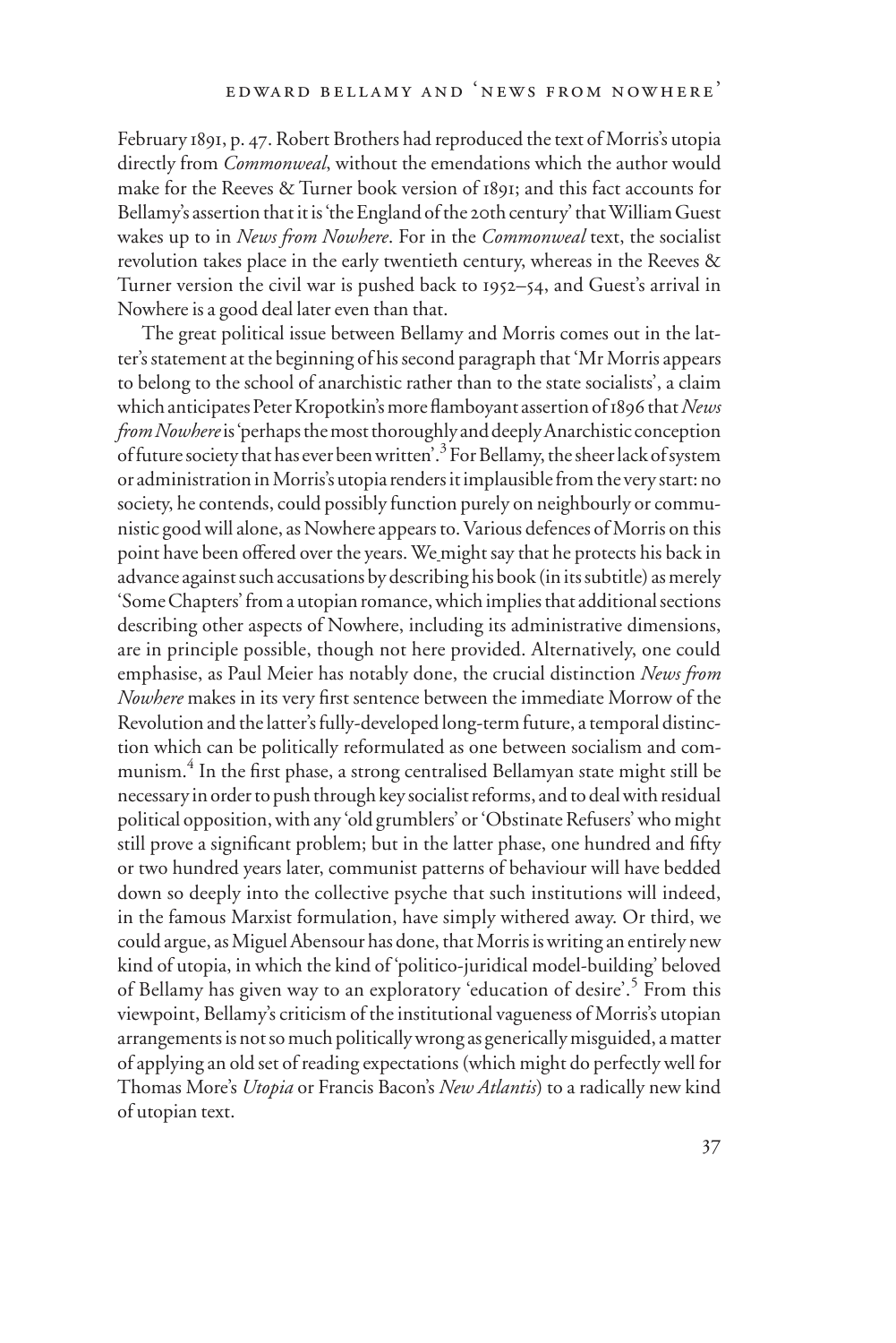February 1891, p. 47. Robert Brothers had reproduced the text of Morris's utopia directly from *Commonweal*, without the emendations which the author would make for the Reeves & Turner book version of 1891; and this fact accounts for Bellamy's assertion that it is 'the England of the 20th century' that William Guest wakes up to in *News from Nowhere*. For in the *Commonweal* text, the socialist revolution takes place in the early twentieth century, whereas in the Reeves & Turner version the civil war is pushed back to 1952–54, and Guest's arrival in Nowhere is a good deal later even than that.

The great political issue between Bellamy and Morris comes out in the latter's statement at the beginning of his second paragraph that 'Mr Morris appears to belong to the school of anarchistic rather than to the state socialists', a claim which anticipates Peter Kropotkin's more flamboyant assertion of 1896 that *News from Nowhere* is 'perhaps the most thoroughly and deeply Anarchistic conception of future society that has ever been written'.[3] For Bellamy, the sheer lack of system or administration in Morris's utopia renders it implausible from the very start: no society, he contends, could possibly function purely on neighbourly or communistic good will alone, as Nowhere appears to. Various defences of Morris on this point have been offered over the years. We might say that he protects his back in advance against such accusations by describing his book (in its subtitle) as merely 'Some Chapters' from a utopian romance, which implies that additional sections describing other aspects of Nowhere, including its administrative dimensions, are in principle possible, though not here provided. Alternatively, one could emphasise, as Paul Meier has notably done, the crucial distinction *News from Nowhere* makes in its very first sentence between the immediate Morrow of the Revolution and the latter's fully-developed long-term future, a temporal distinction which can be politically reformulated as one between socialism and communism.[4] In the first phase, a strong centralised Bellamyan state might still be necessary in order to push through key socialist reforms, and to deal with residual political opposition, with any 'old grumblers' or 'Obstinate Refusers' who might still prove a significant problem; but in the latter phase, one hundred and fifty or two hundred years later, communist patterns of behaviour will have bedded down so deeply into the collective psyche that such institutions will indeed, in the famous Marxist formulation, have simply withered away. Or third, we could argue, as Miguel Abensour has done, that Morris is writing an entirely new kind of utopia, in which the kind of 'politico-juridical model-building' beloved of Bellamy has given way to an exploratory 'education of desire'.[5] From this viewpoint, Bellamy's criticism of the institutional vagueness of Morris's utopian arrangements is not so much politically wrong as generically misguided, a matter of applying an old set of reading expectations (which might do perfectly well for Thomas More's *Utopia* or Francis Bacon's *New Atlantis*) to a radically new kind of utopian text.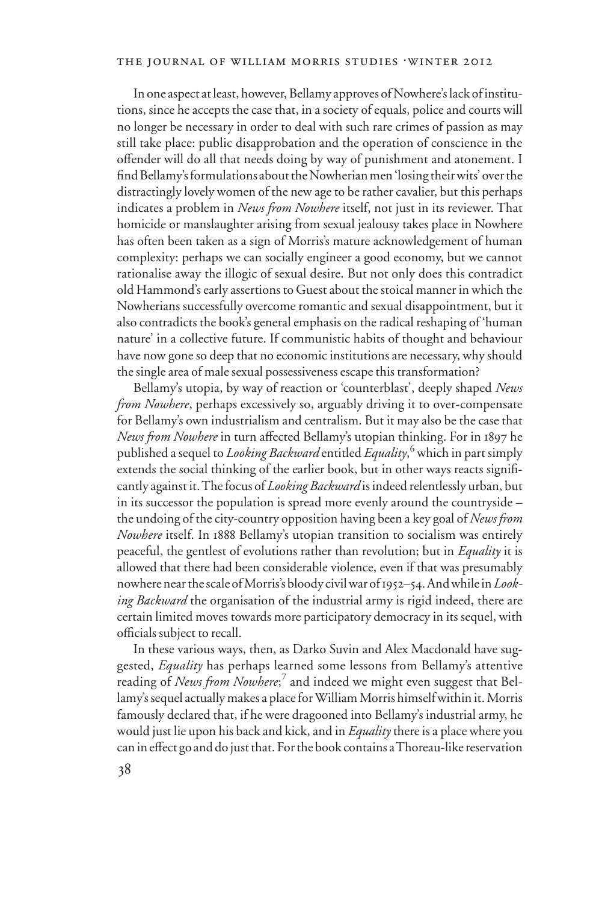In one aspect at least, however, Bellamy approves of Nowhere's lack of institutions, since he accepts the case that, in a society of equals, police and courts will no longer be necessary in order to deal with such rare crimes of passion as may still take place: public disapprobation and the operation of conscience in the offender will do all that needs doing by way of punishment and atonement. I find Bellamy's formulations about the Nowherian men 'losing their wits' over the distractingly lovely women of the new age to be rather cavalier, but this perhaps indicates a problem in *News from Nowhere* itself, not just in its reviewer. That homicide or manslaughter arising from sexual jealousy takes place in Nowhere has often been taken as a sign of Morris's mature acknowledgement of human complexity: perhaps we can socially engineer a good economy, but we cannot rationalise away the illogic of sexual desire. But not only does this contradict old Hammond's early assertions to Guest about the stoical manner in which the Nowherians successfully overcome romantic and sexual disappointment, but it also contradicts the book's general emphasis on the radical reshaping of 'human nature' in a collective future. If communistic habits of thought and behaviour have now gone so deep that no economic institutions are necessary, why should the single area of male sexual possessiveness escape this transformation?

Bellamy's utopia, by way of reaction or 'counterblast', deeply shaped *News from Nowhere*, perhaps excessively so, arguably driving it to over-compensate for Bellamy's own industrialism and centralism. But it may also be the case that *News from Nowhere* in turn affected Bellamy's utopian thinking. For in 1897 he published a sequel to *Looking Backward* entitled *Equality*,[6] which in part simply extends the social thinking of the earlier book, but in other ways reacts significantly against it. The focus of *Looking Backward* is indeed relentlessly urban, but in its successor the population is spread more evenly around the countryside – the undoing of the city-country opposition having been a key goal of *News from Nowhere* itself. In 1888 Bellamy's utopian transition to socialism was entirely peaceful, the gentlest of evolutions rather than revolution; but in *Equality* it is allowed that there had been considerable violence, even if that was presumably nowhere near the scale of Morris's bloody civil war of 1952–54. And while in *Looking Backward* the organisation of the industrial army is rigid indeed, there are certain limited moves towards more participatory democracy in its sequel, with officials subject to recall.

In these various ways, then, as Darko Suvin and Alex Macdonald have suggested, *Equality* has perhaps learned some lessons from Bellamy's attentive reading of *News from Nowhere*;[7] and indeed we might even suggest that Bellamy's sequel actually makes a place for William Morris himself within it. Morris famously declared that, if he were dragooned into Bellamy's industrial army, he would just lie upon his back and kick, and in *Equality* there is a place where you can in effect go and do just that. For the book contains a Thoreau-like reservation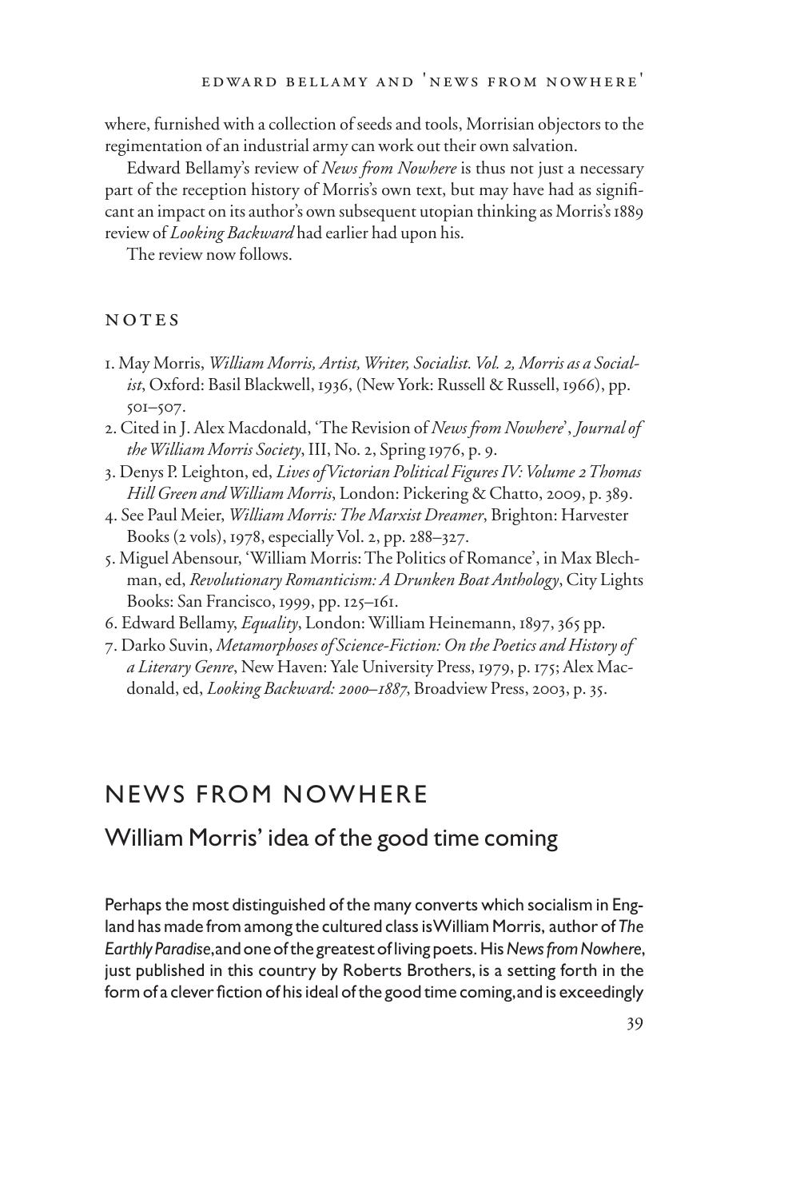where, furnished with a collection of seeds and tools, Morrisian objectors to the regimentation of an industrial army can work out their own salvation.

Edward Bellamy's review of *News from Nowhere* is thus not just a necessary part of the reception history of Morris's own text, but may have had as significant an impact on its author's own subsequent utopian thinking as Morris's 1889 review of *Looking Backward* had earlier had upon his.

The review now follows.

### NOTES

1. May Morris, *William Morris, Artist, Writer, Socialist. Vol. 2, Morris as a Socialist*, Oxford: Basil Blackwell, 1936, (New York: Russell & Russell, 1966), pp. 501–507.
2. Cited in J. Alex Macdonald, 'The Revision of *News from Nowhere*', *Journal of the William Morris Society*, III, No. 2, Spring 1976, p. 9.
3. Denys P. Leighton, ed, *Lives of Victorian Political Figures IV: Volume 2 Thomas Hill Green and William Morris*, London: Pickering & Chatto, 2009, p. 389.
4. See Paul Meier, *William Morris: The Marxist Dreamer*, Brighton: Harvester Books (2 vols), 1978, especially Vol. 2, pp. 288–327.
5. Miguel Abensour, 'William Morris: The Politics of Romance', in Max Blechman, ed, *Revolutionary Romanticism: A Drunken Boat Anthology*, City Lights Books: San Francisco, 1999, pp. 125–161.
6. Edward Bellamy, *Equality*, London: William Heinemann, 1897, 365 pp.
7. Darko Suvin, *Metamorphoses of Science-Fiction: On the Poetics and History of a Literary Genre*, New Haven: Yale University Press, 1979, p. 175; Alex Macdonald, ed, *Looking Backward: 2000–1887*, Broadview Press, 2003, p. 35.

# NEWS FROM NOWHERE

## William Morris' idea of the good time coming

Perhaps the most distinguished of the many converts which socialism in England has made from among the cultured class is William Morris, author of *The Earthly Paradise*, and one of the greatest of living poets. His *News from Nowhere*, just published in this country by Roberts Brothers, is a setting forth in the form of a clever fiction of his ideal of the good time coming, and is exceedingly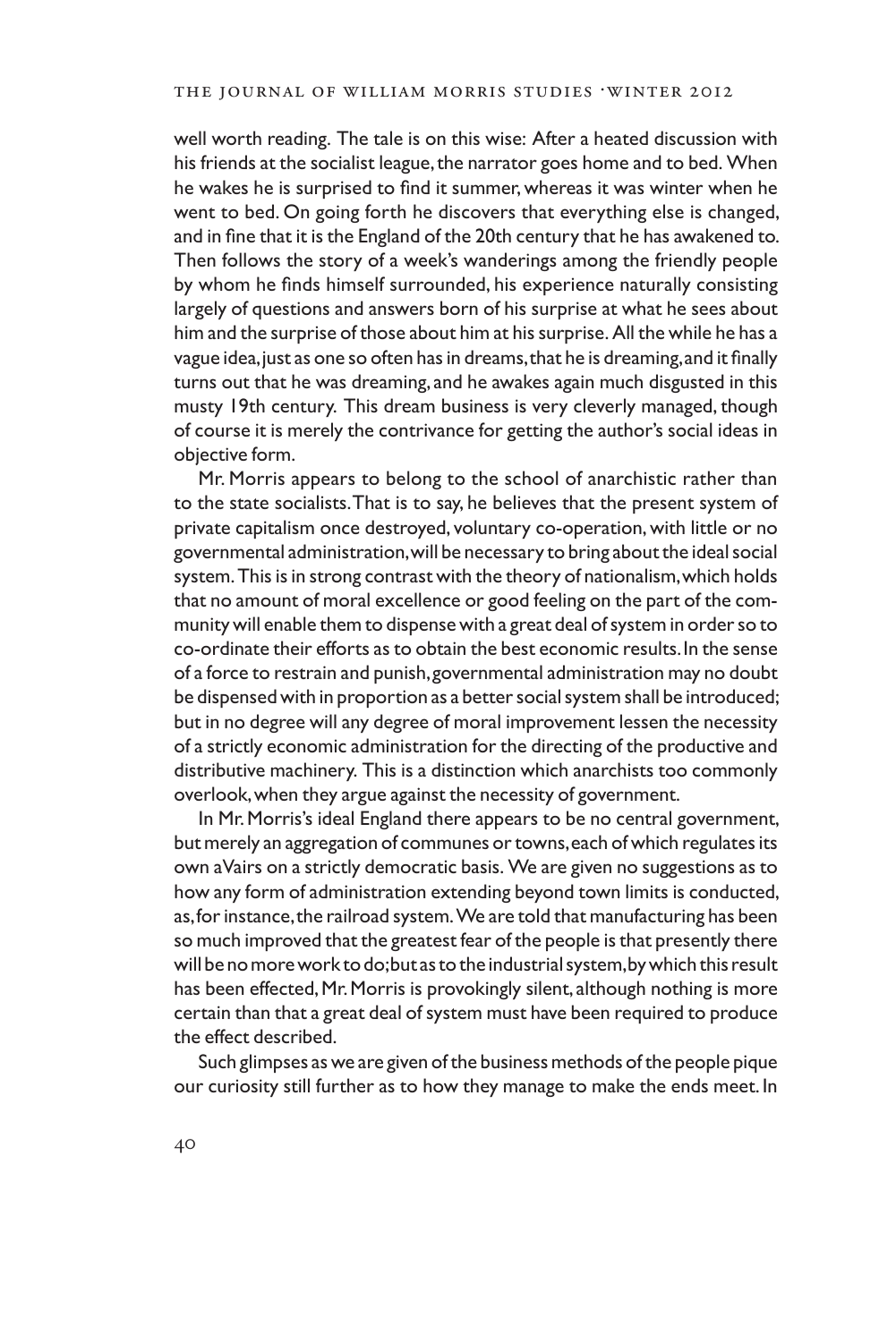well worth reading. The tale is on this wise: After a heated discussion with his friends at the socialist league, the narrator goes home and to bed. When he wakes he is surprised to find it summer, whereas it was winter when he went to bed. On going forth he discovers that everything else is changed, and in fine that it is the England of the 20th century that he has awakened to. Then follows the story of a week's wanderings among the friendly people by whom he finds himself surrounded, his experience naturally consisting largely of questions and answers born of his surprise at what he sees about him and the surprise of those about him at his surprise. All the while he has a vague idea, just as one so often has in dreams, that he is dreaming, and it finally turns out that he was dreaming, and he awakes again much disgusted in this musty 19th century. This dream business is very cleverly managed, though of course it is merely the contrivance for getting the author's social ideas in objective form.

Mr. Morris appears to belong to the school of anarchistic rather than to the state socialists. That is to say, he believes that the present system of private capitalism once destroyed, voluntary co-operation, with little or no governmental administration, will be necessary to bring about the ideal social system. This is in strong contrast with the theory of nationalism, which holds that no amount of moral excellence or good feeling on the part of the community will enable them to dispense with a great deal of system in order so to co-ordinate their efforts as to obtain the best economic results. In the sense of a force to restrain and punish, governmental administration may no doubt be dispensed with in proportion as a better social system shall be introduced; but in no degree will any degree of moral improvement lessen the necessity of a strictly economic administration for the directing of the productive and distributive machinery. This is a distinction which anarchists too commonly overlook, when they argue against the necessity of government.

In Mr. Morris's ideal England there appears to be no central government, but merely an aggregation of communes or towns, each of which regulates its own aVairs on a strictly democratic basis. We are given no suggestions as to how any form of administration extending beyond town limits is conducted, as, for instance, the railroad system. We are told that manufacturing has been so much improved that the greatest fear of the people is that presently there will be no more work to do; but as to the industrial system, by which this result has been effected, Mr. Morris is provokingly silent, although nothing is more certain than that a great deal of system must have been required to produce the effect described.

Such glimpses as we are given of the business methods of the people pique our curiosity still further as to how they manage to make the ends meet. In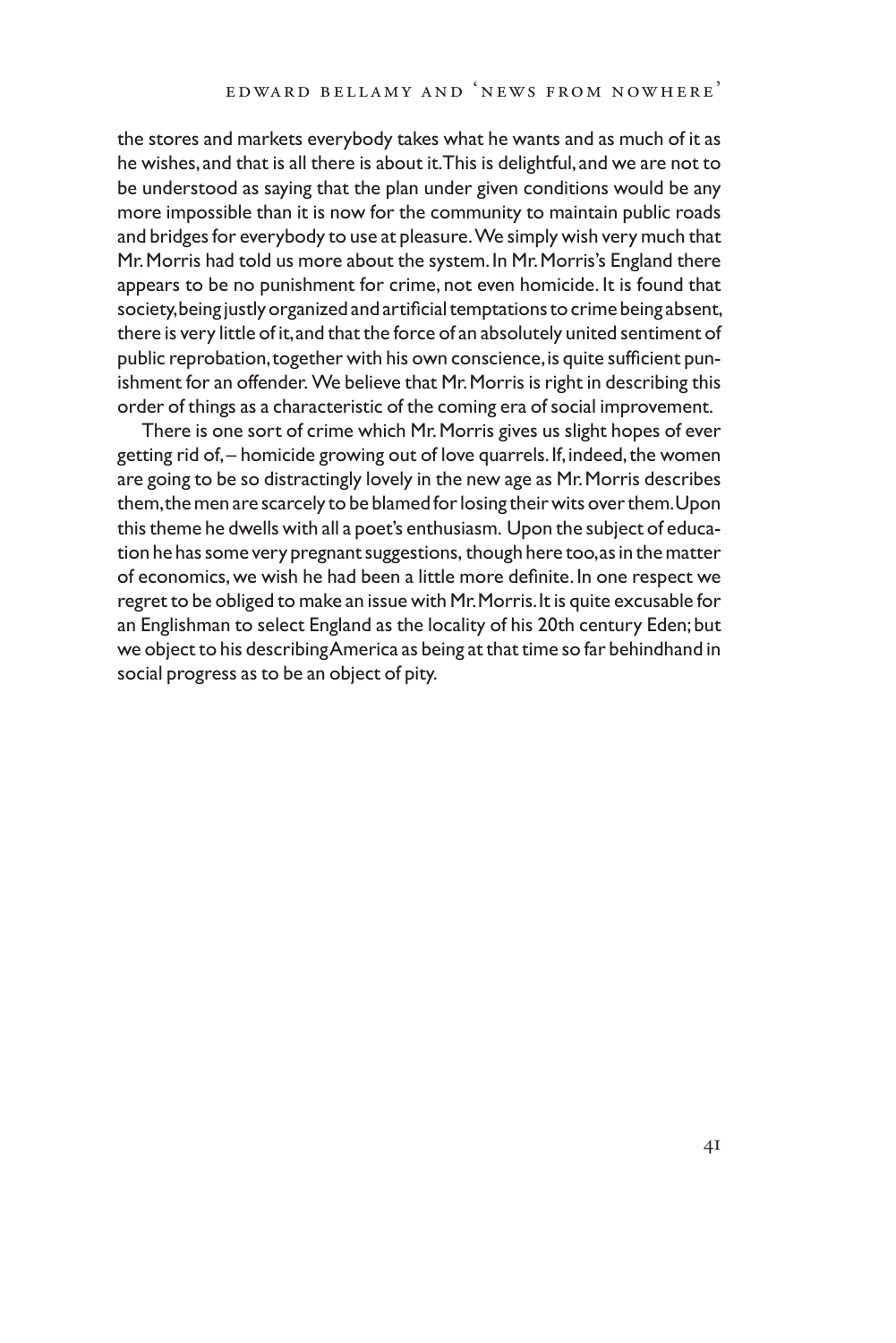the stores and markets everybody takes what he wants and as much of it as he wishes, and that is all there is about it. This is delightful, and we are not to be understood as saying that the plan under given conditions would be any more impossible than it is now for the community to maintain public roads and bridges for everybody to use at pleasure. We simply wish very much that Mr. Morris had told us more about the system. In Mr. Morris's England there appears to be no punishment for crime, not even homicide. It is found that society, being justly organized and artificial temptations to crime being absent, there is very little of it, and that the force of an absolutely united sentiment of public reprobation, together with his own conscience, is quite sufficient punishment for an offender. We believe that Mr. Morris is right in describing this order of things as a characteristic of the coming era of social improvement.

There is one sort of crime which Mr. Morris gives us slight hopes of ever getting rid of, – homicide growing out of love quarrels. If, indeed, the women are going to be so distractingly lovely in the new age as Mr. Morris describes them, the men are scarcely to be blamed for losing their wits over them. Upon this theme he dwells with all a poet's enthusiasm. Upon the subject of education he has some very pregnant suggestions, though here too, as in the matter of economics, we wish he had been a little more definite. In one respect we regret to be obliged to make an issue with Mr. Morris. It is quite excusable for an Englishman to select England as the locality of his 20th century Eden; but we object to his describing America as being at that time so far behindhand in social progress as to be an object of pity.